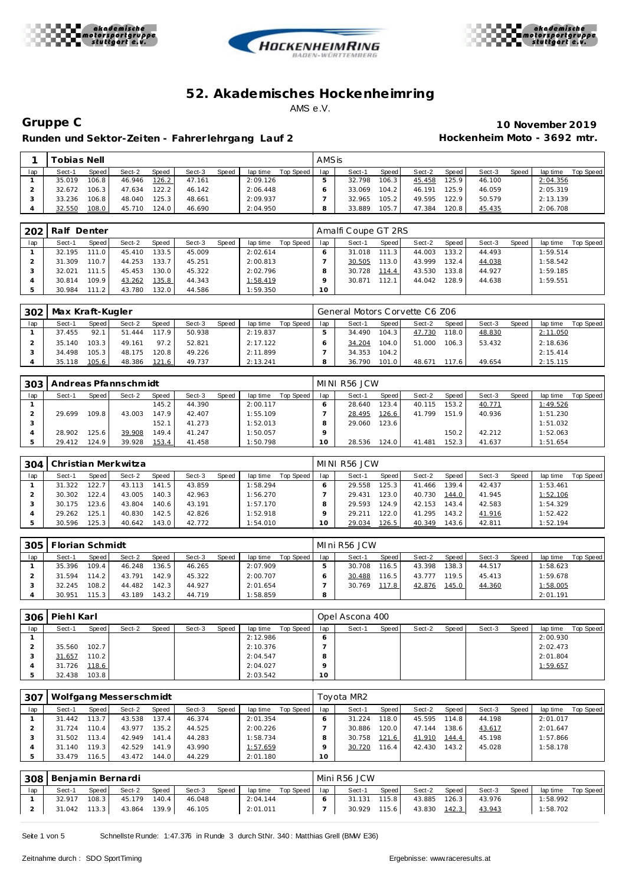# 52. Akademisches Hockenheimring

AMS e.V.

## Gruppe C

**Runden und Sektor-Zeiten - Fahrerlehrgang Lauf 2**

**10 November 2019**

**Hockenheim Moto - 3692 mtr.**

| 1 | Tobias Nell | | | | | | | | AMSis | | | | | | | | |
|---|---|---|---|---|---|---|---|---|---|---|---|---|---|---|---|---|---|
| lap | Sect-1 | Speed | Sect-2 | Speed | Sect-3 | Speed | lap time | Top Speed | lap | Sect-1 | Speed | Sect-2 | Speed | Sect-3 | Speed | lap time | Top Speed |
| 1 | 35.019 | 106.8 | 46.946 | 126.2 | 47.161 | | 2:09.126 | | 5 | 32.798 | 106.3 | 45.458 | 125.9 | 46.100 | | 2:04.356 | |
| 2 | 32.672 | 106.3 | 47.634 | 122.2 | 46.142 | | 2:06.448 | | 6 | 33.069 | 104.2 | 46.191 | 125.9 | 46.059 | | 2:05.319 | |
| 3 | 33.236 | 106.8 | 48.040 | 125.3 | 48.661 | | 2:09.937 | | 7 | 32.965 | 105.2 | 49.595 | 122.9 | 50.579 | | 2:13.139 | |
| 4 | 32.550 | 108.0 | 45.710 | 124.0 | 46.690 | | 2:04.950 | | 8 | 33.889 | 105.7 | 47.384 | 120.8 | 45.435 | | 2:06.708 | |

| 202 | Ralf Denter | | | | | | | | Amalfi Coupe GT 2RS | | | | | | | | |
|---|---|---|---|---|---|---|---|---|---|---|---|---|---|---|---|---|---|
| lap | Sect-1 | Speed | Sect-2 | Speed | Sect-3 | Speed | lap time | Top Speed | lap | Sect-1 | Speed | Sect-2 | Speed | Sect-3 | Speed | lap time | Top Speed |
| 1 | 32.195 | 111.0 | 45.410 | 133.5 | 45.009 | | 2:02.614 | | 6 | 31.018 | 111.3 | 44.003 | 133.2 | 44.493 | | 1:59.514 | |
| 2 | 31.309 | 110.7 | 44.253 | 133.7 | 45.251 | | 2:00.813 | | 7 | 30.505 | 113.0 | 43.999 | 132.4 | 44.038 | | 1:58.542 | |
| 3 | 32.021 | 111.5 | 45.453 | 130.0 | 45.322 | | 2:02.796 | | 8 | 30.728 | 114.4 | 43.530 | 133.8 | 44.927 | | 1:59.185 | |
| 4 | 30.814 | 109.9 | 43.262 | 135.8 | 44.343 | | 1:58.419 | | 9 | 30.871 | 112.1 | 44.042 | 128.9 | 44.638 | | 1:59.551 | |
| 5 | 30.984 | 111.2 | 43.780 | 132.0 | 44.586 | | 1:59.350 | | 10 | | | | | | | | |

| 302 | Max Kraft-Kugler | | | | | | | | General Motors Corvette C6 Z06 | | | | | | | | |
|---|---|---|---|---|---|---|---|---|---|---|---|---|---|---|---|---|---|
| lap | Sect-1 | Speed | Sect-2 | Speed | Sect-3 | Speed | lap time | Top Speed | lap | Sect-1 | Speed | Sect-2 | Speed | Sect-3 | Speed | lap time | Top Speed |
| 1 | 37.455 | 92.1 | 51.444 | 117.9 | 50.938 | | 2:19.837 | | 5 | 34.490 | 104.3 | 47.730 | 118.0 | 48.830 | | 2:11.050 | |
| 2 | 35.140 | 103.3 | 49.161 | 97.2 | 52.821 | | 2:17.122 | | 6 | 34.204 | 104.0 | 51.000 | 106.3 | 53.432 | | 2:18.636 | |
| 3 | 34.498 | 105.3 | 48.175 | 120.8 | 49.226 | | 2:11.899 | | 7 | 34.353 | 104.2 | | | | | 2:15.414 | |
| 4 | 35.118 | 105.6 | 48.386 | 121.6 | 49.737 | | 2:13.241 | | 8 | 36.790 | 101.0 | 48.671 | 117.6 | 49.654 | | 2:15.115 | |

| 303 | Andreas Pfannschmidt | | | | | | | | MINI R56 JCW | | | | | | | | |
|---|---|---|---|---|---|---|---|---|---|---|---|---|---|---|---|---|---|
| lap | Sect-1 | Speed | Sect-2 | Speed | Sect-3 | Speed | lap time | Top Speed | lap | Sect-1 | Speed | Sect-2 | Speed | Sect-3 | Speed | lap time | Top Speed |
| 1 | | | | 145.2 | 44.390 | | 2:00.117 | | 6 | 28.640 | 123.4 | 40.115 | 153.2 | 40.771 | | 1:49.526 | |
| 2 | 29.699 | 109.8 | 43.003 | 147.9 | 42.407 | | 1:55.109 | | 7 | 28.495 | 126.6 | 41.799 | 151.9 | 40.936 | | 1:51.230 | |
| 3 | | | | 152.1 | 41.273 | | 1:52.013 | | 8 | 29.060 | 123.6 | | | | | 1:51.032 | |
| 4 | 28.902 | 125.6 | 39.908 | 149.4 | 41.247 | | 1:50.057 | | 9 | | | | 150.2 | 42.212 | | 1:52.063 | |
| 5 | 29.412 | 124.9 | 39.928 | 153.4 | 41.458 | | 1:50.798 | | 10 | 28.536 | 124.0 | 41.481 | 152.3 | 41.637 | | 1:51.654 | |

| 304 | Christian Merkwitza | | | | | | | | MINI R56 JCW | | | | | | | | |
|---|---|---|---|---|---|---|---|---|---|---|---|---|---|---|---|---|---|
| lap | Sect-1 | Speed | Sect-2 | Speed | Sect-3 | Speed | lap time | Top Speed | lap | Sect-1 | Speed | Sect-2 | Speed | Sect-3 | Speed | lap time | Top Speed |
| 1 | 31.322 | 122.7 | 43.113 | 141.5 | 43.859 | | 1:58.294 | | 6 | 29.558 | 125.3 | 41.466 | 139.4 | 42.437 | | 1:53.461 | |
| 2 | 30.302 | 122.4 | 43.005 | 140.3 | 42.963 | | 1:56.270 | | 7 | 29.431 | 123.0 | 40.730 | 144.0 | 41.945 | | 1:52.106 | |
| 3 | 30.175 | 123.6 | 43.804 | 140.6 | 43.191 | | 1:57.170 | | 8 | 29.593 | 124.9 | 42.153 | 143.4 | 42.583 | | 1:54.329 | |
| 4 | 29.262 | 125.1 | 40.830 | 142.5 | 42.826 | | 1:52.918 | | 9 | 29.211 | 122.0 | 41.295 | 143.2 | 41.916 | | 1:52.422 | |
| 5 | 30.596 | 125.3 | 40.642 | 143.0 | 42.772 | | 1:54.010 | | 10 | 29.034 | 126.5 | 40.349 | 143.6 | 42.811 | | 1:52.194 | |

| 305 | Florian Schmidt | | | | | | | | MIni R56 JCW | | | | | | | | |
|---|---|---|---|---|---|---|---|---|---|---|---|---|---|---|---|---|---|
| lap | Sect-1 | Speed | Sect-2 | Speed | Sect-3 | Speed | lap time | Top Speed | lap | Sect-1 | Speed | Sect-2 | Speed | Sect-3 | Speed | lap time | Top Speed |
| 1 | 35.396 | 109.4 | 46.248 | 136.5 | 46.265 | | 2:07.909 | | 5 | 30.708 | 116.5 | 43.398 | 138.3 | 44.517 | | 1:58.623 | |
| 2 | 31.594 | 114.2 | 43.791 | 142.9 | 45.322 | | 2:00.707 | | 6 | 30.488 | 116.5 | 43.777 | 119.5 | 45.413 | | 1:59.678 | |
| 3 | 32.245 | 108.2 | 44.482 | 142.3 | 44.927 | | 2:01.654 | | 7 | 30.769 | 117.8 | 42.876 | 145.0 | 44.360 | | 1:58.005 | |
| 4 | 30.951 | 115.3 | 43.189 | 143.2 | 44.719 | | 1:58.859 | | 8 | | | | | | | 2:01.191 | |

| 306 | Piehl Karl | | | | | | | | Opel Ascona 400 | | | | | | | | |
|---|---|---|---|---|---|---|---|---|---|---|---|---|---|---|---|---|---|
| lap | Sect-1 | Speed | Sect-2 | Speed | Sect-3 | Speed | lap time | Top Speed | lap | Sect-1 | Speed | Sect-2 | Speed | Sect-3 | Speed | lap time | Top Speed |
| 1 | | | | | | | 2:12.986 | | 6 | | | | | | | 2:00.930 | |
| 2 | 35.560 | 102.7 | | | | | 2:10.376 | | 7 | | | | | | | 2:02.473 | |
| 3 | 31.657 | 110.2 | | | | | 2:04.547 | | 8 | | | | | | | 2:01.804 | |
| 4 | 31.726 | 118.6 | | | | | 2:04.027 | | 9 | | | | | | | 1:59.657 | |
| 5 | 32.438 | 103.8 | | | | | 2:03.542 | | 10 | | | | | | | | |

| 307 | Wolfgang Messerschmidt | | | | | | | | Toyota MR2 | | | | | | | | |
|---|---|---|---|---|---|---|---|---|---|---|---|---|---|---|---|---|---|
| lap | Sect-1 | Speed | Sect-2 | Speed | Sect-3 | Speed | lap time | Top Speed | lap | Sect-1 | Speed | Sect-2 | Speed | Sect-3 | Speed | lap time | Top Speed |
| 1 | 31.442 | 113.7 | 43.538 | 137.4 | 46.374 | | 2:01.354 | | 6 | 31.224 | 118.0 | 45.595 | 114.8 | 44.198 | | 2:01.017 | |
| 2 | 31.724 | 110.4 | 43.977 | 135.2 | 44.525 | | 2:00.226 | | 7 | 30.886 | 120.0 | 47.144 | 138.6 | 43.617 | | 2:01.647 | |
| 3 | 31.502 | 113.4 | 42.949 | 141.4 | 44.283 | | 1:58.734 | | 8 | 30.758 | 121.6 | 41.910 | 144.4 | 45.198 | | 1:57.866 | |
| 4 | 31.140 | 119.3 | 42.529 | 141.9 | 43.990 | | 1:57.659 | | 9 | 30.720 | 116.4 | 42.430 | 143.2 | 45.028 | | 1:58.178 | |
| 5 | 33.479 | 116.5 | 43.472 | 144.0 | 44.229 | | 2:01.180 | | 10 | | | | | | | | |

| 308 | Benjamin Bernardi | | | | | | | | Mini R56 JCW | | | | | | | | |
|---|---|---|---|---|---|---|---|---|---|---|---|---|---|---|---|---|---|
| lap | Sect-1 | Speed | Sect-2 | Speed | Sect-3 | Speed | lap time | Top Speed | lap | Sect-1 | Speed | Sect-2 | Speed | Sect-3 | Speed | lap time | Top Speed |
| 1 | 32.917 | 108.3 | 45.179 | 140.4 | 46.048 | | 2:04.144 | | 6 | 31.131 | 115.8 | 43.885 | 126.3 | 43.976 | | 1:58.992 | |
| 2 | 31.042 | 113.3 | 43.864 | 139.9 | 46.105 | | 2:01.011 | | 7 | 30.929 | 115.6 | 43.830 | 142.3 | 43.943 | | 1:58.702 | |

Schnellste Runde: 1:47.376 in Runde 3 durch StNr. 340 : Matthias Grell (BMW E36)

Zeitnahme durch : SDO SportTiming

Ergebnisse: www.raceresults.at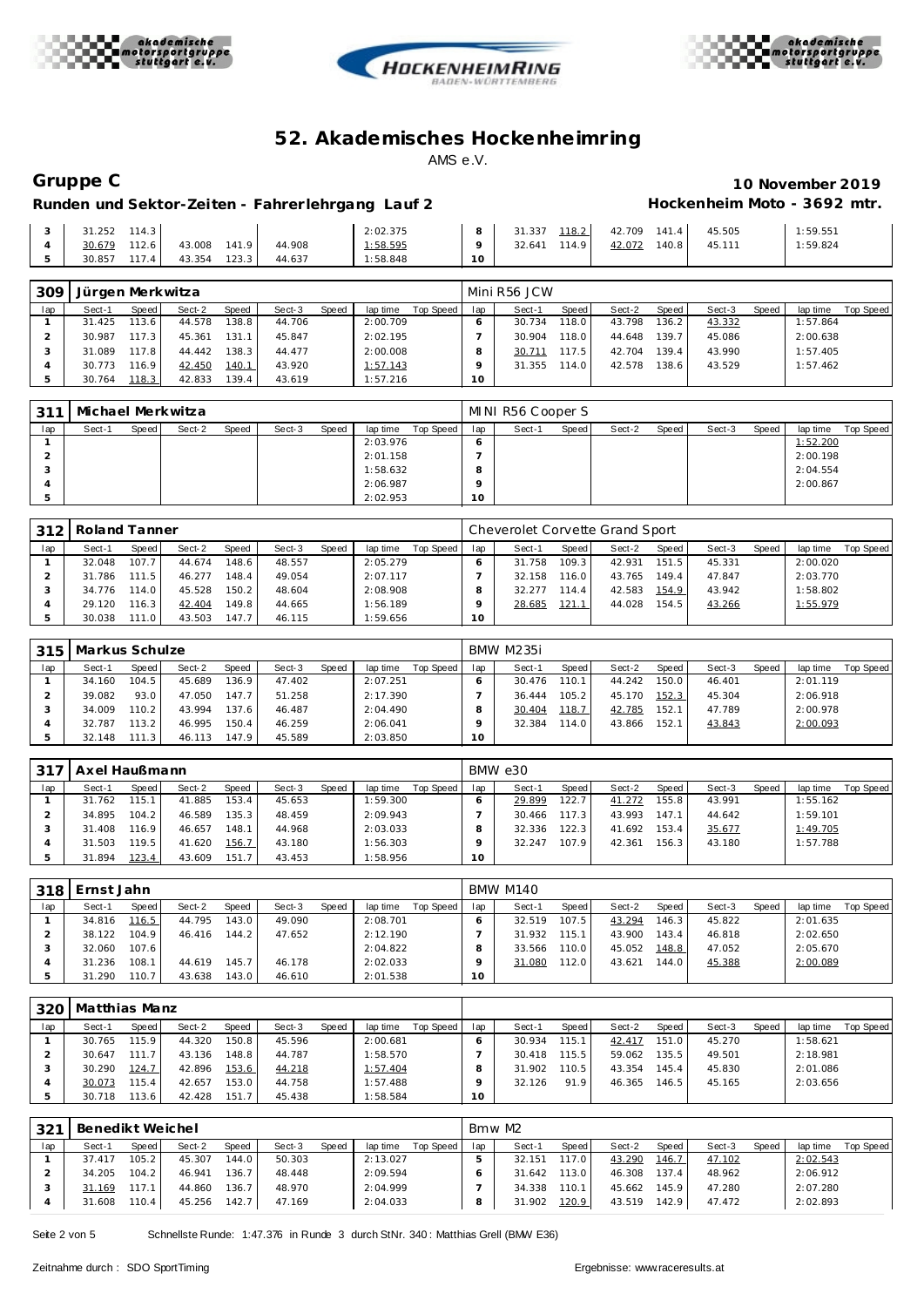# 52. Akademisches Hockenheimring

AMS e.V.

## Gruppe C

**10 November 2019**

### Runden und Sektor-Zeiten - Fahrerlehrgang Lauf 2

**Hockenheim Moto - 3692 mtr.**

| lap | Sect-1 | Speed | Sect-2 | Speed | Sect-3 | Speed | lap time | Top Speed | lap | Sect-1 | Speed | Sect-2 | Speed | Sect-3 | Speed | lap time | Top Speed |
|---|---|---|---|---|---|---|---|---|---|---|---|---|---|---|---|---|---|
| 3 | 31.252 | 114.3 | | | | | 2:02.375 | | 8 | 31.337 | 118.2 | 42.709 | 141.4 | 45.505 | | 1:59.551 | |
| 4 | 30.679 | 112.6 | 43.008 | 141.9 | 44.908 | | 1:58.595 | | 9 | 32.641 | 114.9 | 42.072 | 140.8 | 45.111 | | 1:59.824 | |
| 5 | 30.857 | 117.4 | 43.354 | 123.3 | 44.637 | | 1:58.848 | | 10 | | | | | | | | |

**309 Jürgen Merkwitza** — Mini R56 JCW

| lap | Sect-1 | Speed | Sect-2 | Speed | Sect-3 | Speed | lap time | Top Speed | lap | Sect-1 | Speed | Sect-2 | Speed | Sect-3 | Speed | lap time | Top Speed |
|---|---|---|---|---|---|---|---|---|---|---|---|---|---|---|---|---|---|
| 1 | 31.425 | 113.6 | 44.578 | 138.8 | 44.706 | | 2:00.709 | | 6 | 30.734 | 118.0 | 43.798 | 136.2 | 43.332 | | 1:57.864 | |
| 2 | 30.987 | 117.3 | 45.361 | 131.1 | 45.847 | | 2:02.195 | | 7 | 30.904 | 118.0 | 44.648 | 139.7 | 45.086 | | 2:00.638 | |
| 3 | 31.089 | 117.8 | 44.442 | 138.3 | 44.477 | | 2:00.008 | | 8 | 30.711 | 117.5 | 42.704 | 139.4 | 43.990 | | 1:57.405 | |
| 4 | 30.773 | 116.9 | 42.450 | 140.1 | 43.920 | | 1:57.143 | | 9 | 31.355 | 114.0 | 42.578 | 138.6 | 43.529 | | 1:57.462 | |
| 5 | 30.764 | 118.3 | 42.833 | 139.4 | 43.619 | | 1:57.216 | | 10 | | | | | | | | |

**311 Michael Merkwitza** — MINI R56 Cooper S

| lap | Sect-1 | Speed | Sect-2 | Speed | Sect-3 | Speed | lap time | Top Speed | lap | Sect-1 | Speed | Sect-2 | Speed | Sect-3 | Speed | lap time | Top Speed |
|---|---|---|---|---|---|---|---|---|---|---|---|---|---|---|---|---|---|
| 1 | | | | | | | 2:03.976 | | 6 | | | | | | | 1:52.200 | |
| 2 | | | | | | | 2:01.158 | | 7 | | | | | | | 2:00.198 | |
| 3 | | | | | | | 1:58.632 | | 8 | | | | | | | 2:04.554 | |
| 4 | | | | | | | 2:06.987 | | 9 | | | | | | | 2:00.867 | |
| 5 | | | | | | | 2:02.953 | | 10 | | | | | | | | |

**312 Roland Tanner** — Cheverolet Corvette Grand Sport

| lap | Sect-1 | Speed | Sect-2 | Speed | Sect-3 | Speed | lap time | Top Speed | lap | Sect-1 | Speed | Sect-2 | Speed | Sect-3 | Speed | lap time | Top Speed |
|---|---|---|---|---|---|---|---|---|---|---|---|---|---|---|---|---|---|
| 1 | 32.048 | 107.7 | 44.674 | 148.6 | 48.557 | | 2:05.279 | | 6 | 31.758 | 109.3 | 42.931 | 151.5 | 45.331 | | 2:00.020 | |
| 2 | 31.786 | 111.5 | 46.277 | 148.4 | 49.054 | | 2:07.117 | | 7 | 32.158 | 116.0 | 43.765 | 149.4 | 47.847 | | 2:03.770 | |
| 3 | 34.776 | 114.0 | 45.528 | 150.2 | 48.604 | | 2:08.908 | | 8 | 32.277 | 114.4 | 42.583 | 154.9 | 43.942 | | 1:58.802 | |
| 4 | 29.120 | 116.3 | 42.404 | 149.8 | 44.665 | | 1:56.189 | | 9 | 28.685 | 121.1 | 44.028 | 154.5 | 43.266 | | 1:55.979 | |
| 5 | 30.038 | 111.0 | 43.503 | 147.7 | 46.115 | | 1:59.656 | | 10 | | | | | | | | |

**315 Markus Schulze** — BMW M235i

| lap | Sect-1 | Speed | Sect-2 | Speed | Sect-3 | Speed | lap time | Top Speed | lap | Sect-1 | Speed | Sect-2 | Speed | Sect-3 | Speed | lap time | Top Speed |
|---|---|---|---|---|---|---|---|---|---|---|---|---|---|---|---|---|---|
| 1 | 34.160 | 104.5 | 45.689 | 136.9 | 47.402 | | 2:07.251 | | 6 | 30.476 | 110.1 | 44.242 | 150.0 | 46.401 | | 2:01.119 | |
| 2 | 39.082 | 93.0 | 47.050 | 147.7 | 51.258 | | 2:17.390 | | 7 | 36.444 | 105.2 | 45.170 | 152.3 | 45.304 | | 2:06.918 | |
| 3 | 34.009 | 110.2 | 43.994 | 137.6 | 46.487 | | 2:04.490 | | 8 | 30.404 | 118.7 | 42.785 | 152.1 | 47.789 | | 2:00.978 | |
| 4 | 32.787 | 113.2 | 46.995 | 150.4 | 46.259 | | 2:06.041 | | 9 | 32.384 | 114.0 | 43.866 | 152.1 | 43.843 | | 2:00.093 | |
| 5 | 32.148 | 111.3 | 46.113 | 147.9 | 45.589 | | 2:03.850 | | 10 | | | | | | | | |

**317 Axel Haußmann** — BMW e30

| lap | Sect-1 | Speed | Sect-2 | Speed | Sect-3 | Speed | lap time | Top Speed | lap | Sect-1 | Speed | Sect-2 | Speed | Sect-3 | Speed | lap time | Top Speed |
|---|---|---|---|---|---|---|---|---|---|---|---|---|---|---|---|---|---|
| 1 | 31.762 | 115.1 | 41.885 | 153.4 | 45.653 | | 1:59.300 | | 6 | 29.899 | 122.7 | 41.272 | 155.8 | 43.991 | | 1:55.162 | |
| 2 | 34.895 | 104.2 | 46.589 | 135.3 | 48.459 | | 2:09.943 | | 7 | 30.466 | 117.3 | 43.993 | 147.1 | 44.642 | | 1:59.101 | |
| 3 | 31.408 | 116.9 | 46.657 | 148.1 | 44.968 | | 2:03.033 | | 8 | 32.336 | 122.3 | 41.692 | 153.4 | 35.677 | | 1:49.705 | |
| 4 | 31.503 | 119.5 | 41.620 | 156.7 | 43.180 | | 1:56.303 | | 9 | 32.247 | 107.9 | 42.361 | 156.3 | 43.180 | | 1:57.788 | |
| 5 | 31.894 | 123.4 | 43.609 | 151.7 | 43.453 | | 1:58.956 | | 10 | | | | | | | | |

**318 Ernst Jahn** — BMW M140

| lap | Sect-1 | Speed | Sect-2 | Speed | Sect-3 | Speed | lap time | Top Speed | lap | Sect-1 | Speed | Sect-2 | Speed | Sect-3 | Speed | lap time | Top Speed |
|---|---|---|---|---|---|---|---|---|---|---|---|---|---|---|---|---|---|
| 1 | 34.816 | 116.5 | 44.795 | 143.0 | 49.090 | | 2:08.701 | | 6 | 32.519 | 107.5 | 43.294 | 146.3 | 45.822 | | 2:01.635 | |
| 2 | 38.122 | 104.9 | 46.416 | 144.2 | 47.652 | | 2:12.190 | | 7 | 31.932 | 115.1 | 43.900 | 143.4 | 46.818 | | 2:02.650 | |
| 3 | 32.060 | 107.6 | | | | | 2:04.822 | | 8 | 33.566 | 110.0 | 45.052 | 148.8 | 47.052 | | 2:05.670 | |
| 4 | 31.236 | 108.1 | 44.619 | 145.7 | 46.178 | | 2:02.033 | | 9 | 31.080 | 112.0 | 43.621 | 144.0 | 45.388 | | 2:00.089 | |
| 5 | 31.290 | 110.7 | 43.638 | 143.0 | 46.610 | | 2:01.538 | | 10 | | | | | | | | |

**320 Matthias Manz**

| lap | Sect-1 | Speed | Sect-2 | Speed | Sect-3 | Speed | lap time | Top Speed | lap | Sect-1 | Speed | Sect-2 | Speed | Sect-3 | Speed | lap time | Top Speed |
|---|---|---|---|---|---|---|---|---|---|---|---|---|---|---|---|---|---|
| 1 | 30.765 | 115.9 | 44.320 | 150.8 | 45.596 | | 2:00.681 | | 6 | 30.934 | 115.1 | 42.417 | 151.0 | 45.270 | | 1:58.621 | |
| 2 | 30.647 | 111.7 | 43.136 | 148.8 | 44.787 | | 1:58.570 | | 7 | 30.418 | 115.5 | 59.062 | 135.5 | 49.501 | | 2:18.981 | |
| 3 | 30.290 | 124.7 | 42.896 | 153.6 | 44.218 | | 1:57.404 | | 8 | 31.902 | 110.5 | 43.354 | 145.4 | 45.830 | | 2:01.086 | |
| 4 | 30.073 | 115.4 | 42.657 | 153.0 | 44.758 | | 1:57.488 | | 9 | 32.126 | 91.9 | 46.365 | 146.5 | 45.165 | | 2:03.656 | |
| 5 | 30.718 | 113.6 | 42.428 | 151.7 | 45.438 | | 1:58.584 | | 10 | | | | | | | | |

**321 Benedikt Weichel** — Bmw M2

| lap | Sect-1 | Speed | Sect-2 | Speed | Sect-3 | Speed | lap time | Top Speed | lap | Sect-1 | Speed | Sect-2 | Speed | Sect-3 | Speed | lap time | Top Speed |
|---|---|---|---|---|---|---|---|---|---|---|---|---|---|---|---|---|---|
| 1 | 37.417 | 105.2 | 45.307 | 144.0 | 50.303 | | 2:13.027 | | 5 | 32.151 | 117.0 | 43.290 | 146.7 | 47.102 | | 2:02.543 | |
| 2 | 34.205 | 104.2 | 46.941 | 136.7 | 48.448 | | 2:09.594 | | 6 | 31.642 | 113.0 | 46.308 | 137.4 | 48.962 | | 2:06.912 | |
| 3 | 31.169 | 117.1 | 44.860 | 136.7 | 48.970 | | 2:04.999 | | 7 | 34.338 | 110.1 | 45.662 | 145.9 | 47.280 | | 2:07.280 | |
| 4 | 31.608 | 110.4 | 45.256 | 142.7 | 47.169 | | 2:04.033 | | 8 | 31.902 | 120.9 | 43.519 | 142.9 | 47.472 | | 2:02.893 | |

Schnellste Runde: 1:47.376 in Runde 3 durch StNr. 340 : Matthias Grell (BMW E36)

Zeitnahme durch : SDO SportTiming

Ergebnisse: www.raceresults.at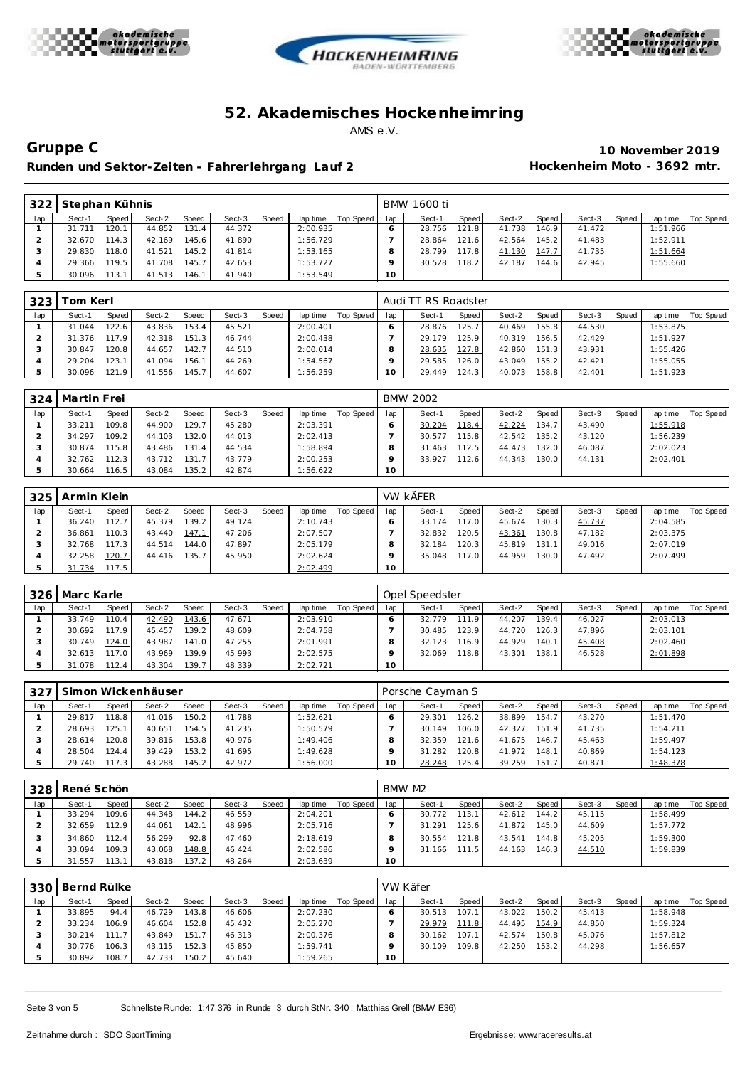# 52. Akademisches Hockenheimring

AMS e.V.

## Gruppe C

**Runden und Sektor-Zeiten - Fahrerlehrgang Lauf 2**

**10 November 2019**

**Hockenheim Moto - 3692 mtr.**

| 322 | Stephan Kühnis | | | | | | | | BMW 1600 ti | | | | | | | | |
|---|---|---|---|---|---|---|---|---|---|---|---|---|---|---|---|---|---|
| lap | Sect-1 | Speed | Sect-2 | Speed | Sect-3 | Speed | lap time | Top Speed | lap | Sect-1 | Speed | Sect-2 | Speed | Sect-3 | Speed | lap time | Top Speed |
| 1 | 31.711 | 120.1 | 44.852 | 131.4 | 44.372 | | 2:00.935 | | 6 | 28.756 | 121.8 | 41.738 | 146.9 | 41.472 | | 1:51.966 | |
| 2 | 32.670 | 114.3 | 42.169 | 145.6 | 41.890 | | 1:56.729 | | 7 | 28.864 | 121.6 | 42.564 | 145.2 | 41.483 | | 1:52.911 | |
| 3 | 29.830 | 118.0 | 41.521 | 145.2 | 41.814 | | 1:53.165 | | 8 | 28.799 | 117.8 | 41.130 | 147.7 | 41.735 | | 1:51.664 | |
| 4 | 29.366 | 119.5 | 41.708 | 145.7 | 42.653 | | 1:53.727 | | 9 | 30.528 | 118.2 | 42.187 | 144.6 | 42.945 | | 1:55.660 | |
| 5 | 30.096 | 113.1 | 41.513 | 146.1 | 41.940 | | 1:53.549 | | 10 | | | | | | | | |

| 323 | Tom Kerl | | | | | | | | Audi TT RS Roadster | | | | | | | | |
|---|---|---|---|---|---|---|---|---|---|---|---|---|---|---|---|---|---|
| lap | Sect-1 | Speed | Sect-2 | Speed | Sect-3 | Speed | lap time | Top Speed | lap | Sect-1 | Speed | Sect-2 | Speed | Sect-3 | Speed | lap time | Top Speed |
| 1 | 31.044 | 122.6 | 43.836 | 153.4 | 45.521 | | 2:00.401 | | 6 | 28.876 | 125.7 | 40.469 | 155.8 | 44.530 | | 1:53.875 | |
| 2 | 31.376 | 117.9 | 42.318 | 151.3 | 46.744 | | 2:00.438 | | 7 | 29.179 | 125.9 | 40.319 | 156.5 | 42.429 | | 1:51.927 | |
| 3 | 30.847 | 120.8 | 44.657 | 142.7 | 44.510 | | 2:00.014 | | 8 | 28.635 | 127.8 | 42.860 | 151.3 | 43.931 | | 1:55.426 | |
| 4 | 29.204 | 123.1 | 41.094 | 156.1 | 44.269 | | 1:54.567 | | 9 | 29.585 | 126.0 | 43.049 | 155.2 | 42.421 | | 1:55.055 | |
| 5 | 30.096 | 121.9 | 41.556 | 145.7 | 44.607 | | 1:56.259 | | 10 | 29.449 | 124.3 | 40.073 | 158.8 | 42.401 | | 1:51.923 | |

| 324 | Martin Frei | | | | | | | | BMW 2002 | | | | | | | | |
|---|---|---|---|---|---|---|---|---|---|---|---|---|---|---|---|---|---|
| lap | Sect-1 | Speed | Sect-2 | Speed | Sect-3 | Speed | lap time | Top Speed | lap | Sect-1 | Speed | Sect-2 | Speed | Sect-3 | Speed | lap time | Top Speed |
| 1 | 33.211 | 109.8 | 44.900 | 129.7 | 45.280 | | 2:03.391 | | 6 | 30.204 | 118.4 | 42.224 | 134.7 | 43.490 | | 1:55.918 | |
| 2 | 34.297 | 109.2 | 44.103 | 132.0 | 44.013 | | 2:02.413 | | 7 | 30.577 | 115.8 | 42.542 | 135.2 | 43.120 | | 1:56.239 | |
| 3 | 30.874 | 115.8 | 43.486 | 131.4 | 44.534 | | 1:58.894 | | 8 | 31.463 | 112.5 | 44.473 | 132.0 | 46.087 | | 2:02.023 | |
| 4 | 32.762 | 112.3 | 43.712 | 131.7 | 43.779 | | 2:00.253 | | 9 | 33.927 | 112.6 | 44.343 | 130.0 | 44.131 | | 2:02.401 | |
| 5 | 30.664 | 116.5 | 43.084 | 135.2 | 42.874 | | 1:56.622 | | 10 | | | | | | | | |

| 325 | Armin Klein | | | | | | | | VW KÄFER | | | | | | | | |
|---|---|---|---|---|---|---|---|---|---|---|---|---|---|---|---|---|---|
| lap | Sect-1 | Speed | Sect-2 | Speed | Sect-3 | Speed | lap time | Top Speed | lap | Sect-1 | Speed | Sect-2 | Speed | Sect-3 | Speed | lap time | Top Speed |
| 1 | 36.240 | 112.7 | 45.379 | 139.2 | 49.124 | | 2:10.743 | | 6 | 33.174 | 117.0 | 45.674 | 130.3 | 45.737 | | 2:04.585 | |
| 2 | 36.861 | 110.3 | 43.440 | 147.1 | 47.206 | | 2:07.507 | | 7 | 32.832 | 120.5 | 43.361 | 130.8 | 47.182 | | 2:03.375 | |
| 3 | 32.768 | 117.3 | 44.514 | 144.0 | 47.897 | | 2:05.179 | | 8 | 32.184 | 120.3 | 45.819 | 131.1 | 49.016 | | 2:07.019 | |
| 4 | 32.258 | 120.7 | 44.416 | 135.7 | 45.950 | | 2:02.624 | | 9 | 35.048 | 117.0 | 44.959 | 130.0 | 47.492 | | 2:07.499 | |
| 5 | 31.734 | 117.5 | | | | | 2:02.499 | | 10 | | | | | | | | |

| 326 | Marc Karle | | | | | | | | Opel Speedster | | | | | | | | |
|---|---|---|---|---|---|---|---|---|---|---|---|---|---|---|---|---|---|
| lap | Sect-1 | Speed | Sect-2 | Speed | Sect-3 | Speed | lap time | Top Speed | lap | Sect-1 | Speed | Sect-2 | Speed | Sect-3 | Speed | lap time | Top Speed |
| 1 | 33.749 | 110.4 | 42.490 | 143.6 | 47.671 | | 2:03.910 | | 6 | 32.779 | 111.9 | 44.207 | 139.4 | 46.027 | | 2:03.013 | |
| 2 | 30.692 | 117.9 | 45.457 | 139.2 | 48.609 | | 2:04.758 | | 7 | 30.485 | 123.9 | 44.720 | 126.3 | 47.896 | | 2:03.101 | |
| 3 | 30.749 | 124.0 | 43.987 | 141.0 | 47.255 | | 2:01.991 | | 8 | 32.123 | 116.9 | 44.929 | 140.1 | 45.408 | | 2:02.460 | |
| 4 | 32.613 | 117.0 | 43.969 | 139.9 | 45.993 | | 2:02.575 | | 9 | 32.069 | 118.8 | 43.301 | 138.1 | 46.528 | | 2:01.898 | |
| 5 | 31.078 | 112.4 | 43.304 | 139.7 | 48.339 | | 2:02.721 | | 10 | | | | | | | | |

| 327 | Simon Wickenhäuser | | | | | | | | Porsche Cayman S | | | | | | | | |
|---|---|---|---|---|---|---|---|---|---|---|---|---|---|---|---|---|---|
| lap | Sect-1 | Speed | Sect-2 | Speed | Sect-3 | Speed | lap time | Top Speed | lap | Sect-1 | Speed | Sect-2 | Speed | Sect-3 | Speed | lap time | Top Speed |
| 1 | 29.817 | 118.8 | 41.016 | 150.2 | 41.788 | | 1:52.621 | | 6 | 29.301 | 126.2 | 38.899 | 154.7 | 43.270 | | 1:51.470 | |
| 2 | 28.693 | 125.1 | 40.651 | 154.5 | 41.235 | | 1:50.579 | | 7 | 30.149 | 106.0 | 42.327 | 151.9 | 41.735 | | 1:54.211 | |
| 3 | 28.614 | 120.8 | 39.816 | 153.8 | 40.976 | | 1:49.406 | | 8 | 32.359 | 121.6 | 41.675 | 146.7 | 45.463 | | 1:59.497 | |
| 4 | 28.504 | 124.4 | 39.429 | 153.2 | 41.695 | | 1:49.628 | | 9 | 31.282 | 120.8 | 41.972 | 148.1 | 40.869 | | 1:54.123 | |
| 5 | 29.740 | 117.3 | 43.288 | 145.2 | 42.972 | | 1:56.000 | | 10 | 28.248 | 125.4 | 39.259 | 151.7 | 40.871 | | 1:48.378 | |

| 328 | René Schön | | | | | | | | BMW M2 | | | | | | | | |
|---|---|---|---|---|---|---|---|---|---|---|---|---|---|---|---|---|---|
| lap | Sect-1 | Speed | Sect-2 | Speed | Sect-3 | Speed | lap time | Top Speed | lap | Sect-1 | Speed | Sect-2 | Speed | Sect-3 | Speed | lap time | Top Speed |
| 1 | 33.294 | 109.6 | 44.348 | 144.2 | 46.559 | | 2:04.201 | | 6 | 30.772 | 113.1 | 42.612 | 144.2 | 45.115 | | 1:58.499 | |
| 2 | 32.659 | 112.9 | 44.061 | 142.1 | 48.996 | | 2:05.716 | | 7 | 31.291 | 125.6 | 41.872 | 145.0 | 44.609 | | 1:57.772 | |
| 3 | 34.860 | 112.4 | 56.299 | 92.8 | 47.460 | | 2:18.619 | | 8 | 30.554 | 121.8 | 43.541 | 144.8 | 45.205 | | 1:59.300 | |
| 4 | 33.094 | 109.3 | 43.068 | 148.8 | 46.424 | | 2:02.586 | | 9 | 31.166 | 111.5 | 44.163 | 146.3 | 44.510 | | 1:59.839 | |
| 5 | 31.557 | 113.1 | 43.818 | 137.2 | 48.264 | | 2:03.639 | | 10 | | | | | | | | |

| 330 | Bernd Rülke | | | | | | | | VW Käfer | | | | | | | | |
|---|---|---|---|---|---|---|---|---|---|---|---|---|---|---|---|---|---|
| lap | Sect-1 | Speed | Sect-2 | Speed | Sect-3 | Speed | lap time | Top Speed | lap | Sect-1 | Speed | Sect-2 | Speed | Sect-3 | Speed | lap time | Top Speed |
| 1 | 33.895 | 94.4 | 46.729 | 143.8 | 46.606 | | 2:07.230 | | 6 | 30.513 | 107.1 | 43.022 | 150.2 | 45.413 | | 1:58.948 | |
| 2 | 33.234 | 106.9 | 46.604 | 152.8 | 45.432 | | 2:05.270 | | 7 | 29.979 | 111.8 | 44.495 | 154.9 | 44.850 | | 1:59.324 | |
| 3 | 30.214 | 111.7 | 43.849 | 151.7 | 46.313 | | 2:00.376 | | 8 | 30.162 | 107.1 | 42.574 | 150.8 | 45.076 | | 1:57.812 | |
| 4 | 30.776 | 106.3 | 43.115 | 152.3 | 45.850 | | 1:59.741 | | 9 | 30.109 | 109.8 | 42.250 | 153.2 | 44.298 | | 1:56.657 | |
| 5 | 30.892 | 108.7 | 42.733 | 150.2 | 45.640 | | 1:59.265 | | 10 | | | | | | | | |

Schnellste Runde: 1:47.376 in Runde 3 durch StNr. 340 : Matthias Grell (BMW E36)

Zeitnahme durch : SDO SportTiming

Ergebnisse: www.raceresults.at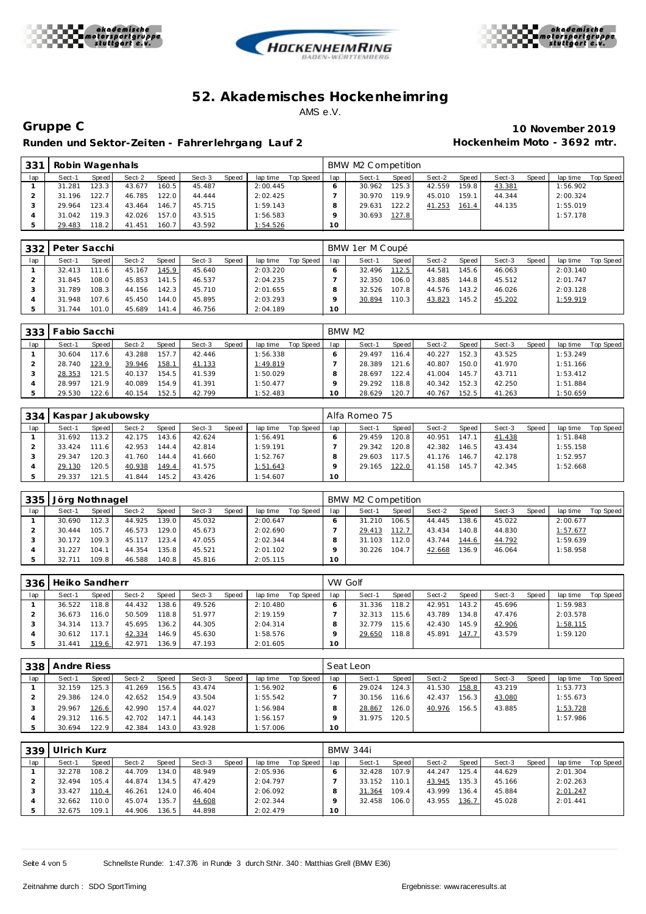# 52. Akademisches Hockenheimring

AMS e.V.

## Gruppe C

**10 November 2019**

**Runden und Sektor-Zeiten - Fahrerlehrgang Lauf 2**

**Hockenheim Moto - 3692 mtr.**

| 331 | Robin Wagenhals | | | | | | | | BMW M2 Competition | | | | | | | | |
|---|---|---|---|---|---|---|---|---|---|---|---|---|---|---|---|---|---|
| lap | Sect-1 | Speed | Sect-2 | Speed | Sect-3 | Speed | lap time | Top Speed | lap | Sect-1 | Speed | Sect-2 | Speed | Sect-3 | Speed | lap time | Top Speed |
| 1 | 31.281 | 123.3 | 43.677 | 160.5 | 45.487 | | 2:00.445 | | 6 | 30.962 | 125.3 | 42.559 | 159.8 | 43.381 | | 1:56.902 | |
| 2 | 31.196 | 122.7 | 46.785 | 122.0 | 44.444 | | 2:02.425 | | 7 | 30.970 | 119.9 | 45.010 | 159.1 | 44.344 | | 2:00.324 | |
| 3 | 29.964 | 123.4 | 43.464 | 146.7 | 45.715 | | 1:59.143 | | 8 | 29.631 | 122.2 | 41.253 | 161.4 | 44.135 | | 1:55.019 | |
| 4 | 31.042 | 119.3 | 42.026 | 157.0 | 43.515 | | 1:56.583 | | 9 | 30.693 | 127.8 | | | | | 1:57.178 | |
| 5 | 29.483 | 118.2 | 41.451 | 160.7 | 43.592 | | 1:54.526 | | 10 | | | | | | | | |

| 332 | Peter Sacchi | | | | | | | | BMW 1er M Coupé | | | | | | | | |
|---|---|---|---|---|---|---|---|---|---|---|---|---|---|---|---|---|---|
| lap | Sect-1 | Speed | Sect-2 | Speed | Sect-3 | Speed | lap time | Top Speed | lap | Sect-1 | Speed | Sect-2 | Speed | Sect-3 | Speed | lap time | Top Speed |
| 1 | 32.413 | 111.6 | 45.167 | 145.9 | 45.640 | | 2:03.220 | | 6 | 32.496 | 112.5 | 44.581 | 145.6 | 46.063 | | 2:03.140 | |
| 2 | 31.845 | 108.0 | 45.853 | 141.5 | 46.537 | | 2:04.235 | | 7 | 32.350 | 106.0 | 43.885 | 144.8 | 45.512 | | 2:01.747 | |
| 3 | 31.789 | 108.3 | 44.156 | 142.3 | 45.710 | | 2:01.655 | | 8 | 32.526 | 107.8 | 44.576 | 143.2 | 46.026 | | 2:03.128 | |
| 4 | 31.948 | 107.6 | 45.450 | 144.0 | 45.895 | | 2:03.293 | | 9 | 30.894 | 110.3 | 43.823 | 145.2 | 45.202 | | 1:59.919 | |
| 5 | 31.744 | 101.0 | 45.689 | 141.4 | 46.756 | | 2:04.189 | | 10 | | | | | | | | |

| 333 | Fabio Sacchi | | | | | | | | BMW M2 | | | | | | | | |
|---|---|---|---|---|---|---|---|---|---|---|---|---|---|---|---|---|---|
| lap | Sect-1 | Speed | Sect-2 | Speed | Sect-3 | Speed | lap time | Top Speed | lap | Sect-1 | Speed | Sect-2 | Speed | Sect-3 | Speed | lap time | Top Speed |
| 1 | 30.604 | 117.6 | 43.288 | 157.7 | 42.446 | | 1:56.338 | | 6 | 29.497 | 116.4 | 40.227 | 152.3 | 43.525 | | 1:53.249 | |
| 2 | 28.740 | 123.9 | 39.946 | 158.1 | 41.133 | | 1:49.819 | | 7 | 28.389 | 121.6 | 40.807 | 150.0 | 41.970 | | 1:51.166 | |
| 3 | 28.353 | 121.5 | 40.137 | 154.5 | 41.539 | | 1:50.029 | | 8 | 28.697 | 122.4 | 41.004 | 145.7 | 43.711 | | 1:53.412 | |
| 4 | 28.997 | 121.9 | 40.089 | 154.9 | 41.391 | | 1:50.477 | | 9 | 29.292 | 118.8 | 40.342 | 152.3 | 42.250 | | 1:51.884 | |
| 5 | 29.530 | 122.6 | 40.154 | 152.5 | 42.799 | | 1:52.483 | | 10 | 28.629 | 120.7 | 40.767 | 152.5 | 41.263 | | 1:50.659 | |

| 334 | Kaspar Jakubowsky | | | | | | | | Alfa Romeo 75 | | | | | | | | |
|---|---|---|---|---|---|---|---|---|---|---|---|---|---|---|---|---|---|
| lap | Sect-1 | Speed | Sect-2 | Speed | Sect-3 | Speed | lap time | Top Speed | lap | Sect-1 | Speed | Sect-2 | Speed | Sect-3 | Speed | lap time | Top Speed |
| 1 | 31.692 | 113.2 | 42.175 | 143.6 | 42.624 | | 1:56.491 | | 6 | 29.459 | 120.8 | 40.951 | 147.1 | 41.438 | | 1:51.848 | |
| 2 | 33.424 | 111.6 | 42.953 | 144.4 | 42.814 | | 1:59.191 | | 7 | 29.342 | 120.8 | 42.382 | 146.5 | 43.434 | | 1:55.158 | |
| 3 | 29.347 | 120.3 | 41.760 | 144.4 | 41.660 | | 1:52.767 | | 8 | 29.603 | 117.5 | 41.176 | 146.7 | 42.178 | | 1:52.957 | |
| 4 | 29.130 | 120.5 | 40.938 | 149.4 | 41.575 | | 1:51.643 | | 9 | 29.165 | 122.0 | 41.158 | 145.7 | 42.345 | | 1:52.668 | |
| 5 | 29.337 | 121.5 | 41.844 | 145.2 | 43.426 | | 1:54.607 | | 10 | | | | | | | | |

| 335 | Jörg Nothnagel | | | | | | | | BMW M2 Competition | | | | | | | | |
|---|---|---|---|---|---|---|---|---|---|---|---|---|---|---|---|---|---|
| lap | Sect-1 | Speed | Sect-2 | Speed | Sect-3 | Speed | lap time | Top Speed | lap | Sect-1 | Speed | Sect-2 | Speed | Sect-3 | Speed | lap time | Top Speed |
| 1 | 30.690 | 112.3 | 44.925 | 139.0 | 45.032 | | 2:00.647 | | 6 | 31.210 | 106.5 | 44.445 | 138.6 | 45.022 | | 2:00.677 | |
| 2 | 30.444 | 105.7 | 46.573 | 129.0 | 45.673 | | 2:02.690 | | 7 | 29.413 | 112.7 | 43.434 | 140.8 | 44.830 | | 1:57.677 | |
| 3 | 30.172 | 109.3 | 45.117 | 123.4 | 47.055 | | 2:02.344 | | 8 | 31.103 | 112.0 | 43.744 | 144.6 | 44.792 | | 1:59.639 | |
| 4 | 31.227 | 104.1 | 44.354 | 135.8 | 45.521 | | 2:01.102 | | 9 | 30.226 | 104.7 | 42.668 | 136.9 | 46.064 | | 1:58.958 | |
| 5 | 32.711 | 109.8 | 46.588 | 140.8 | 45.816 | | 2:05.115 | | 10 | | | | | | | | |

| 336 | Heiko Sandherr | | | | | | | | VW Golf | | | | | | | | |
|---|---|---|---|---|---|---|---|---|---|---|---|---|---|---|---|---|---|
| lap | Sect-1 | Speed | Sect-2 | Speed | Sect-3 | Speed | lap time | Top Speed | lap | Sect-1 | Speed | Sect-2 | Speed | Sect-3 | Speed | lap time | Top Speed |
| 1 | 36.522 | 118.8 | 44.432 | 138.6 | 49.526 | | 2:10.480 | | 6 | 31.336 | 118.2 | 42.951 | 143.2 | 45.696 | | 1:59.983 | |
| 2 | 36.673 | 116.0 | 50.509 | 118.8 | 51.977 | | 2:19.159 | | 7 | 32.313 | 115.6 | 43.789 | 134.8 | 47.476 | | 2:03.578 | |
| 3 | 34.314 | 113.7 | 45.695 | 136.2 | 44.305 | | 2:04.314 | | 8 | 32.779 | 115.6 | 42.430 | 145.9 | 42.906 | | 1:58.115 | |
| 4 | 30.612 | 117.1 | 42.334 | 146.9 | 45.630 | | 1:58.576 | | 9 | 29.650 | 118.8 | 45.891 | 147.7 | 43.579 | | 1:59.120 | |
| 5 | 31.441 | 119.6 | 42.971 | 136.9 | 47.193 | | 2:01.605 | | 10 | | | | | | | | |

| 338 | Andre Riess | | | | | | | | Seat Leon | | | | | | | | |
|---|---|---|---|---|---|---|---|---|---|---|---|---|---|---|---|---|---|
| lap | Sect-1 | Speed | Sect-2 | Speed | Sect-3 | Speed | lap time | Top Speed | lap | Sect-1 | Speed | Sect-2 | Speed | Sect-3 | Speed | lap time | Top Speed |
| 1 | 32.159 | 125.3 | 41.269 | 156.5 | 43.474 | | 1:56.902 | | 6 | 29.024 | 124.3 | 41.530 | 158.8 | 43.219 | | 1:53.773 | |
| 2 | 29.386 | 124.0 | 42.652 | 154.9 | 43.504 | | 1:55.542 | | 7 | 30.156 | 116.6 | 42.437 | 156.3 | 43.080 | | 1:55.673 | |
| 3 | 29.967 | 126.6 | 42.990 | 157.4 | 44.027 | | 1:56.984 | | 8 | 28.867 | 126.0 | 40.976 | 156.5 | 43.885 | | 1:53.728 | |
| 4 | 29.312 | 116.5 | 42.702 | 147.1 | 44.143 | | 1:56.157 | | 9 | 31.975 | 120.5 | | | | | 1:57.986 | |
| 5 | 30.694 | 122.9 | 42.384 | 143.0 | 43.928 | | 1:57.006 | | 10 | | | | | | | | |

| 339 | Ulrich Kurz | | | | | | | | BMW 344i | | | | | | | | |
|---|---|---|---|---|---|---|---|---|---|---|---|---|---|---|---|---|---|
| lap | Sect-1 | Speed | Sect-2 | Speed | Sect-3 | Speed | lap time | Top Speed | lap | Sect-1 | Speed | Sect-2 | Speed | Sect-3 | Speed | lap time | Top Speed |
| 1 | 32.278 | 108.2 | 44.709 | 134.0 | 48.949 | | 2:05.936 | | 6 | 32.428 | 107.9 | 44.247 | 125.4 | 44.629 | | 2:01.304 | |
| 2 | 32.494 | 105.4 | 44.874 | 134.5 | 47.429 | | 2:04.797 | | 7 | 33.152 | 110.1 | 43.945 | 135.3 | 45.166 | | 2:02.263 | |
| 3 | 33.427 | 110.4 | 46.261 | 124.0 | 46.404 | | 2:06.092 | | 8 | 31.364 | 109.4 | 43.999 | 136.4 | 45.884 | | 2:01.247 | |
| 4 | 32.662 | 110.0 | 45.074 | 135.7 | 44.608 | | 2:02.344 | | 9 | 32.458 | 106.0 | 43.955 | 136.7 | 45.028 | | 2:01.441 | |
| 5 | 32.675 | 109.1 | 44.906 | 136.5 | 44.898 | | 2:02.479 | | 10 | | | | | | | | |

Schnellste Runde: 1:47.376 in Runde 3 durch StNr. 340 : Matthias Grell (BMW E36)

Zeitnahme durch : SDO SportTiming

Ergebnisse: www.raceresults.at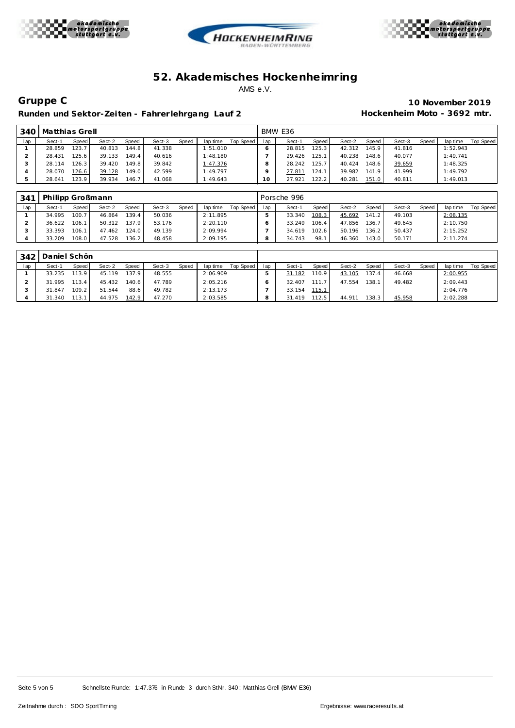# 52. Akademisches Hockenheimring

AMS e.V.

## Gruppe C

**Runden und Sektor-Zeiten - Fahrerlehrgang Lauf 2**

**10 November 2019**

**Hockenheim Moto - 3692 mtr.**

| 340 | Matthias Grell | | | | | | | | BMW E36 | | | | | | | | |
|---|---|---|---|---|---|---|---|---|---|---|---|---|---|---|---|---|---|
| lap | Sect-1 | Speed | Sect-2 | Speed | Sect-3 | Speed | lap time | Top Speed | lap | Sect-1 | Speed | Sect-2 | Speed | Sect-3 | Speed | lap time | Top Speed |
| 1 | 28.859 | 123.7 | 40.813 | 144.8 | 41.338 | | 1:51.010 | | 6 | 28.815 | 125.3 | 42.312 | 145.9 | 41.816 | | 1:52.943 | |
| 2 | 28.431 | 125.6 | 39.133 | 149.4 | 40.616 | | 1:48.180 | | 7 | 29.426 | 125.1 | 40.238 | 148.6 | 40.077 | | 1:49.741 | |
| 3 | 28.114 | 126.3 | 39.420 | 149.8 | 39.842 | | 1:47.376 | | 8 | 28.242 | 125.7 | 40.424 | 148.6 | 39.659 | | 1:48.325 | |
| 4 | 28.070 | 126.6 | 39.128 | 149.0 | 42.599 | | 1:49.797 | | 9 | 27.811 | 124.1 | 39.982 | 141.9 | 41.999 | | 1:49.792 | |
| 5 | 28.641 | 123.9 | 39.934 | 146.7 | 41.068 | | 1:49.643 | | 10 | 27.921 | 122.2 | 40.281 | 151.0 | 40.811 | | 1:49.013 | |

| 341 | Philipp Großmann | | | | | | | | Porsche 996 | | | | | | | | |
|---|---|---|---|---|---|---|---|---|---|---|---|---|---|---|---|---|---|
| lap | Sect-1 | Speed | Sect-2 | Speed | Sect-3 | Speed | lap time | Top Speed | lap | Sect-1 | Speed | Sect-2 | Speed | Sect-3 | Speed | lap time | Top Speed |
| 1 | 34.995 | 100.7 | 46.864 | 139.4 | 50.036 | | 2:11.895 | | 5 | 33.340 | 108.3 | 45.692 | 141.2 | 49.103 | | 2:08.135 | |
| 2 | 36.622 | 106.1 | 50.312 | 137.9 | 53.176 | | 2:20.110 | | 6 | 33.249 | 106.4 | 47.856 | 136.7 | 49.645 | | 2:10.750 | |
| 3 | 33.393 | 106.1 | 47.462 | 124.0 | 49.139 | | 2:09.994 | | 7 | 34.619 | 102.6 | 50.196 | 136.2 | 50.437 | | 2:15.252 | |
| 4 | 33.209 | 108.0 | 47.528 | 136.2 | 48.458 | | 2:09.195 | | 8 | 34.743 | 98.1 | 46.360 | 143.0 | 50.171 | | 2:11.274 | |

| 342 | Daniel Schön | | | | | | | | | | | | | | | | |
|---|---|---|---|---|---|---|---|---|---|---|---|---|---|---|---|---|---|
| lap | Sect-1 | Speed | Sect-2 | Speed | Sect-3 | Speed | lap time | Top Speed | lap | Sect-1 | Speed | Sect-2 | Speed | Sect-3 | Speed | lap time | Top Speed |
| 1 | 33.235 | 113.9 | 45.119 | 137.9 | 48.555 | | 2:06.909 | | 5 | 31.182 | 110.9 | 43.105 | 137.4 | 46.668 | | 2:00.955 | |
| 2 | 31.995 | 113.4 | 45.432 | 140.6 | 47.789 | | 2:05.216 | | 6 | 32.407 | 111.7 | 47.554 | 138.1 | 49.482 | | 2:09.443 | |
| 3 | 31.847 | 109.2 | 51.544 | 88.6 | 49.782 | | 2:13.173 | | 7 | 33.154 | 115.1 | | | | | 2:04.776 | |
| 4 | 31.340 | 113.1 | 44.975 | 142.9 | 47.270 | | 2:03.585 | | 8 | 31.419 | 112.5 | 44.911 | 138.3 | 45.958 | | 2:02.288 | |

Schnellste Runde: 1:47.376 in Runde 3 durch StNr. 340 : Matthias Grell (BMW E36)

Zeitnahme durch : SDO SportTiming

Ergebnisse: www.raceresults.at